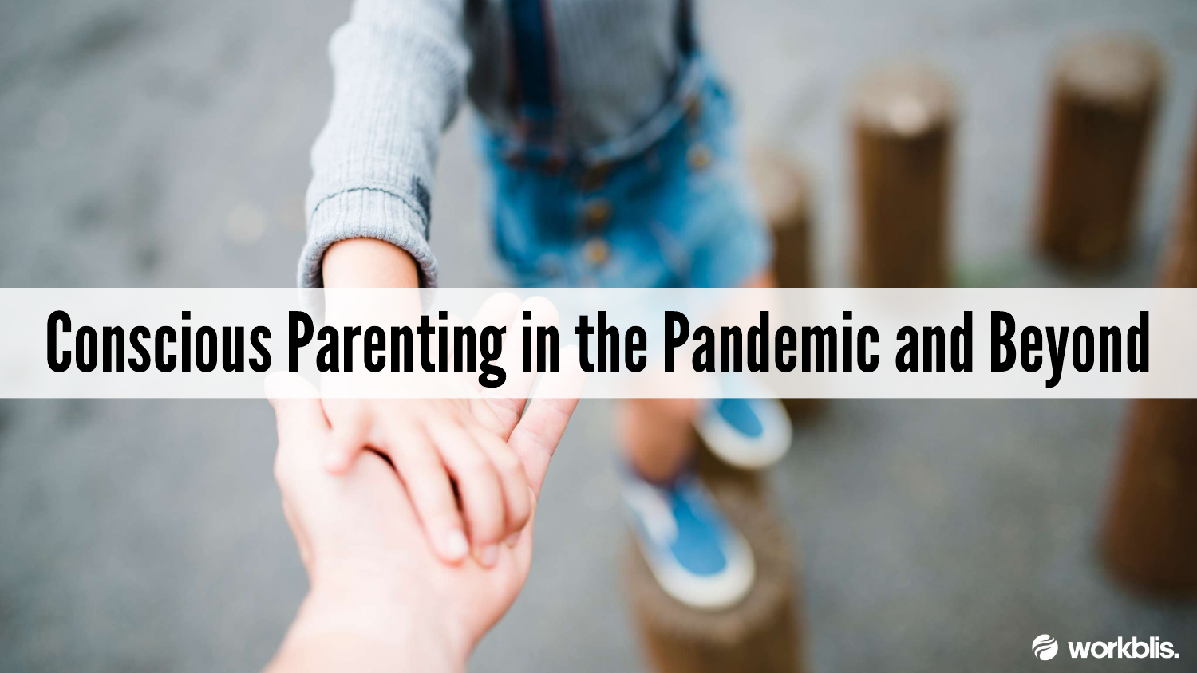# Conscious Parenting in the Pandemic and Beyond

workblis.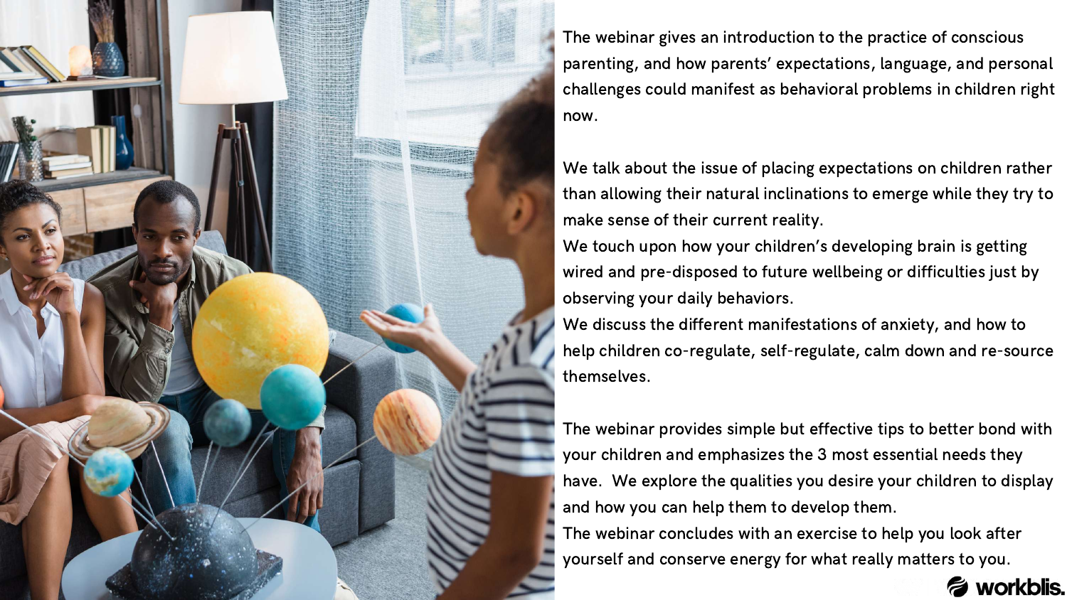The webinar gives an introduction to the practice of conscious parenting, and how parents' expectations, language, and personal challenges could manifest as behavioral problems in children right now.

We talk about the issue of placing expectations on children rather than allowing their natural inclinations to emerge while they try to make sense of their current reality.

We touch upon how your children's developing brain is getting wired and pre-disposed to future wellbeing or difficulties just by observing your daily behaviors.

We discuss the different manifestations of anxiety, and how to help children co-regulate, self-regulate, calm down and re-source themselves.

The webinar provides simple but effective tips to better bond with your children and emphasizes the 3 most essential needs they have. We explore the qualities you desire your children to display and how you can help them to develop them.

The webinar concludes with an exercise to help you look after yourself and conserve energy for what really matters to you.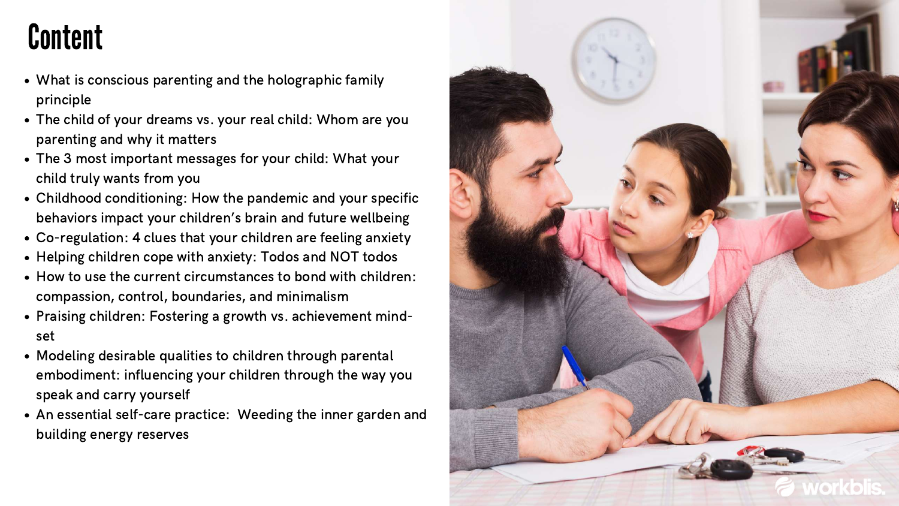# Content

- What is conscious parenting and the holographic family principle
- The child of your dreams vs. your real child: Whom are you parenting and why it matters
- The 3 most important messages for your child: What your child truly wants from you
- Childhood conditioning: How the pandemic and your specific behaviors impact your children's brain and future wellbeing
- Co-regulation: 4 clues that your children are feeling anxiety
- Helping children cope with anxiety: Todos and NOT todos
- How to use the current circumstances to bond with children: compassion, control, boundaries, and minimalism
- Praising children: Fostering a growth vs. achievement mind-set
- Modeling desirable qualities to children through parental embodiment: influencing your children through the way you speak and carry yourself
- An essential self-care practice: Weeding the inner garden and building energy reserves